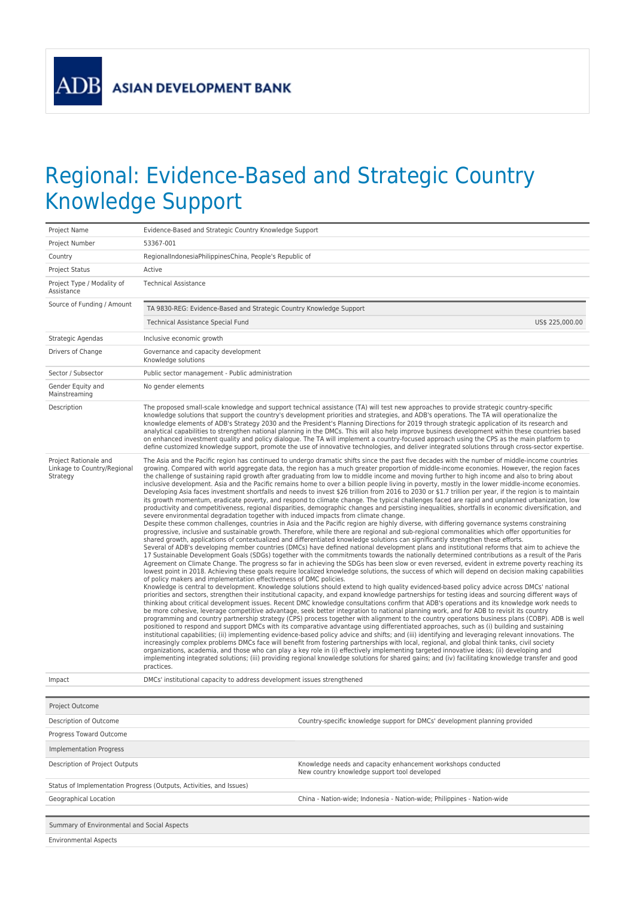ADB ASIAN DEVELOPMENT BANK

# Regional: Evidence-Based and Strategic Country Knowledge Support

| | |
|---|---|
| Project Name | Evidence-Based and Strategic Country Knowledge Support |
| Project Number | 53367-001 |
| Country | RegionalIndonesiaPhilippinesChina, People's Republic of |
| Project Status | Active |
| Project Type / Modality of Assistance | Technical Assistance |
| Source of Funding / Amount | TA 9830-REG: Evidence-Based and Strategic Country Knowledge Support<br>Technical Assistance Special Fund US$ 225,000.00 |
| Strategic Agendas | Inclusive economic growth |
| Drivers of Change | Governance and capacity development<br>Knowledge solutions |
| Sector / Subsector | Public sector management - Public administration |
| Gender Equity and Mainstreaming | No gender elements |
| Description | The proposed small-scale knowledge and support technical assistance (TA) will test new approaches to provide strategic country-specific knowledge solutions that support the country's development priorities and strategies, and ADB's operations. The TA will operationalize the knowledge elements of ADB's Strategy 2030 and the President's Planning Directions for 2019 through strategic application of its research and analytical capabilities to strengthen national planning in the DMCs. This will also help improve business development within these countries based on enhanced investment quality and policy dialogue. The TA will implement a country-focused approach using the CPS as the main platform to define customized knowledge support, promote the use of innovative technologies, and deliver integrated solutions through cross-sector expertise. |
| Project Rationale and Linkage to Country/Regional Strategy | The Asia and the Pacific region has continued to undergo dramatic shifts since the past five decades with the number of middle-income countries growing. Compared with world aggregate data, the region has a much greater proportion of middle-income economies. However, the region faces the challenge of sustaining rapid growth after graduating from low to middle income and moving further to high income and also to bring about inclusive development. Asia and the Pacific remains home to over a billion people living in poverty, mostly in the lower middle-income economies. Developing Asia faces investment shortfalls and needs to invest $26 trillion from 2016 to 2030 or $1.7 trillion per year, if the region is to maintain its growth momentum, eradicate poverty, and respond to climate change. The typical challenges faced are rapid and unplanned urbanization, low productivity and competitiveness, regional disparities, demographic changes and persisting inequalities, shortfalls in economic diversification, and severe environmental degradation together with induced impacts from climate change.<br>Despite these common challenges, countries in Asia and the Pacific region are highly diverse, with differing governance systems constraining progressive, inclusive and sustainable growth. Therefore, while there are regional and sub-regional commonalities which offer opportunities for shared growth, applications of contextualized and differentiated knowledge solutions can significantly strengthen these efforts.<br>Several of ADB's developing member countries (DMCs) have defined national development plans and institutional reforms that aim to achieve the 17 Sustainable Development Goals (SDGs) together with the commitments towards the nationally determined contributions as a result of the Paris Agreement on Climate Change. The progress so far in achieving the SDGs has been slow or even reversed, evident in extreme poverty reaching its lowest point in 2018. Achieving these goals require localized knowledge solutions, the success of which will depend on decision making capabilities of policy makers and implementation effectiveness of DMC policies.<br>Knowledge is central to development. Knowledge solutions should extend to high quality evidenced-based policy advice across DMCs' national priorities and sectors, strengthen their institutional capacity, and expand knowledge partnerships for testing ideas and sourcing different ways of thinking about critical development issues. Recent DMC knowledge consultations confirm that ADB's operations and its knowledge work needs to be more cohesive, leverage competitive advantage, seek better integration to national planning work, and for ADB to revisit its country programming and country partnership strategy (CPS) process together with alignment to the country operations business plans (COBP). ADB is well positioned to respond and support DMCs with its comparative advantage using differentiated approaches, such as (i) building and sustaining institutional capabilities; (ii) implementing evidence-based policy advice and shifts; and (iii) identifying and leveraging relevant innovations. The increasingly complex problems DMCs face will benefit from fostering partnerships with local, regional, and global think tanks, civil society organizations, academia, and those who can play a key role in (i) effectively implementing targeted innovative ideas; (ii) developing and implementing integrated solutions; (iii) providing regional knowledge solutions for shared gains; and (iv) facilitating knowledge transfer and good practices. |
| Impact | DMCs' institutional capacity to address development issues strengthened |

| Project Outcome | |
|---|---|
| Description of Outcome | Country-specific knowledge support for DMCs' development planning provided |
| Progress Toward Outcome | |
| **Implementation Progress** | |
| Description of Project Outputs | Knowledge needs and capacity enhancement workshops conducted<br>New country knowledge support tool developed |
| Status of Implementation Progress (Outputs, Activities, and Issues) | |
| Geographical Location | China - Nation-wide; Indonesia - Nation-wide; Philippines - Nation-wide |

| Summary of Environmental and Social Aspects | |
|---|---|
| Environmental Aspects | |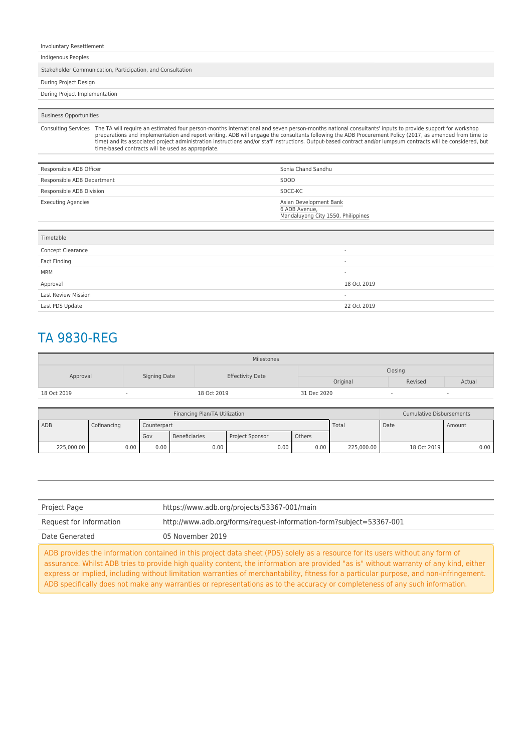| | |
|---|---|
| Involuntary Resettlement | |
| Indigenous Peoples | |

| Stakeholder Communication, Participation, and Consultation |
|---|
| During Project Design |
| During Project Implementation |

| Business Opportunities | |
|---|---|
| Consulting Services | The TA will require an estimated four person-months international and seven person-months national consultants' inputs to provide support for workshop preparations and implementation and report writing. ADB will engage the consultants following the ADB Procurement Policy (2017, as amended from time to time) and its associated project administration instructions and/or staff instructions. Output-based contract and/or lumpsum contracts will be considered, but time-based contracts will be used as appropriate. |

| | |
|---|---|
| Responsible ADB Officer | Sonia Chand Sandhu |
| Responsible ADB Department | SDOD |
| Responsible ADB Division | SDCC-KC |
| Executing Agencies | Asian Development Bank<br>6 ADB Avenue,<br>Mandaluyong City 1550, Philippines |

| Timetable | |
|---|---|
| Concept Clearance | - |
| Fact Finding | - |
| MRM | - |
| Approval | 18 Oct 2019 |
| Last Review Mission | - |
| Last PDS Update | 22 Oct 2019 |

## TA 9830-REG

| Milestones | | | | | |
|---|---|---|---|---|---|
| Approval | Signing Date | Effectivity Date | Closing | | |
| | | | Original | Revised | Actual |
| 18 Oct 2019 | - | 18 Oct 2019 | 31 Dec 2020 | - | - |

| Financing Plan/TA Utilization | | | | | | | Cumulative Disbursements | |
|---|---|---|---|---|---|---|---|---|
| ADB | Cofinancing | Counterpart | | | | Total | Date | Amount |
| | | Gov | Beneficiaries | Project Sponsor | Others | | | |
| 225,000.00 | 0.00 | 0.00 | 0.00 | 0.00 | 0.00 | 225,000.00 | 18 Oct 2019 | 0.00 |

| | |
|---|---|
| Project Page | https://www.adb.org/projects/53367-001/main |
| Request for Information | http://www.adb.org/forms/request-information-form?subject=53367-001 |
| Date Generated | 05 November 2019 |

ADB provides the information contained in this project data sheet (PDS) solely as a resource for its users without any form of assurance. Whilst ADB tries to provide high quality content, the information are provided "as is" without warranty of any kind, either express or implied, including without limitation warranties of merchantability, fitness for a particular purpose, and non-infringement. ADB specifically does not make any warranties or representations as to the accuracy or completeness of any such information.